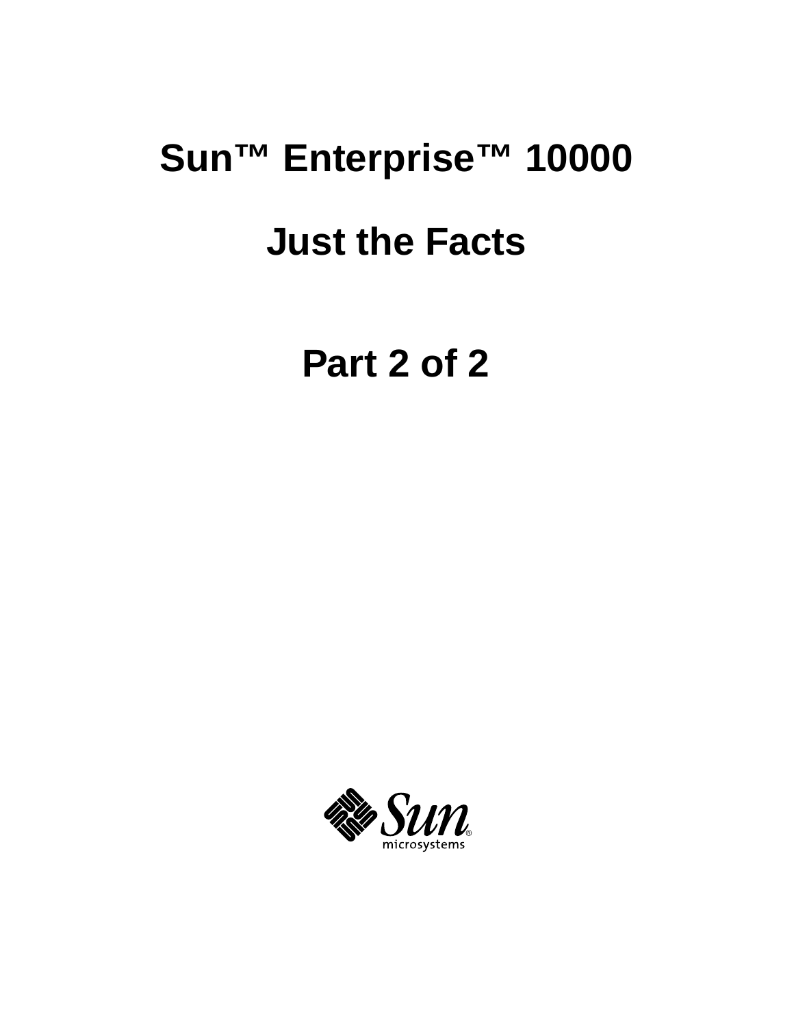# Sun™ Enterprise™ 10000

# Just the Facts

# Part 2 of 2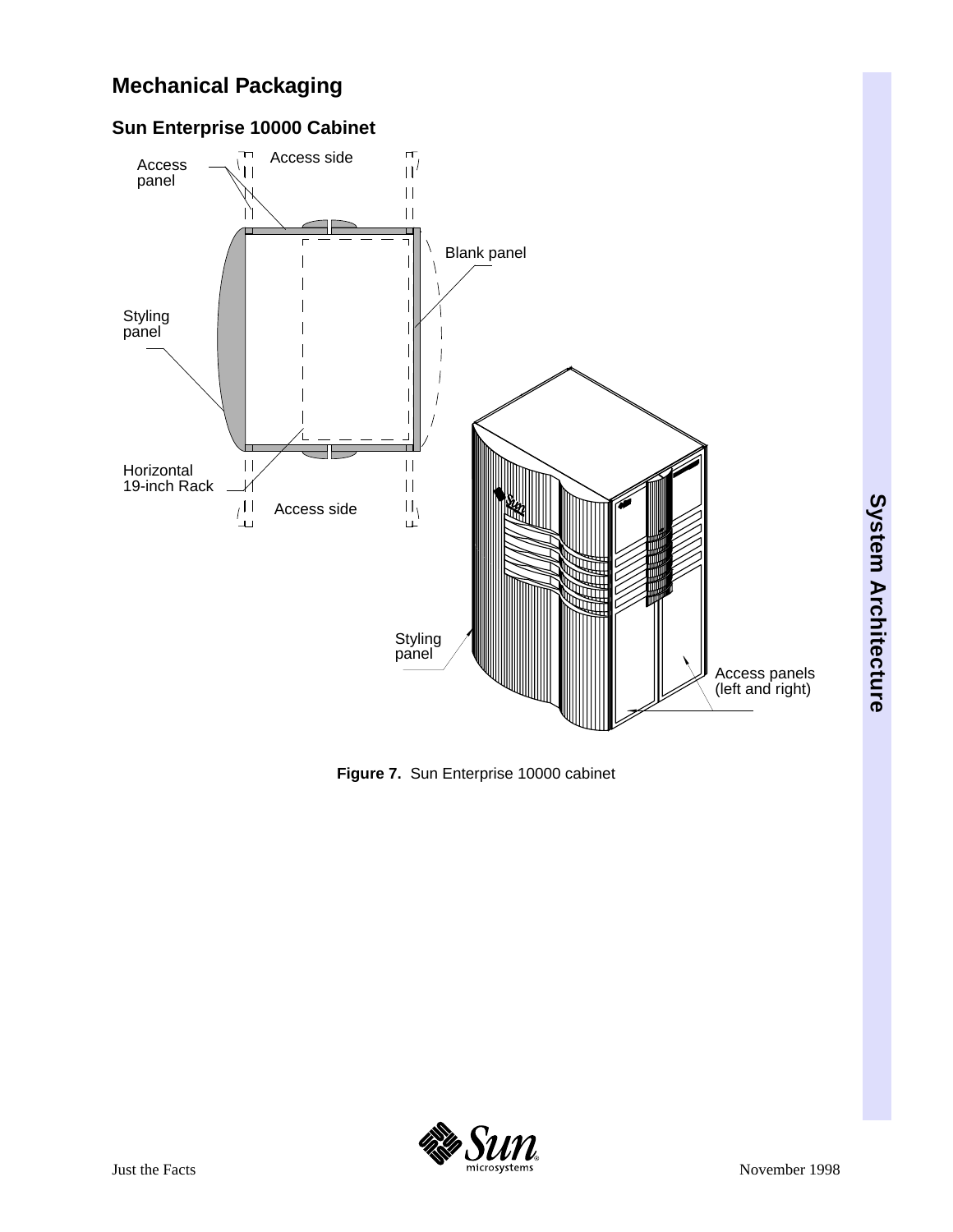## Mechanical Packaging

### Sun Enterprise 10000 Cabinet

**Figure 7.** Sun Enterprise 10000 cabinet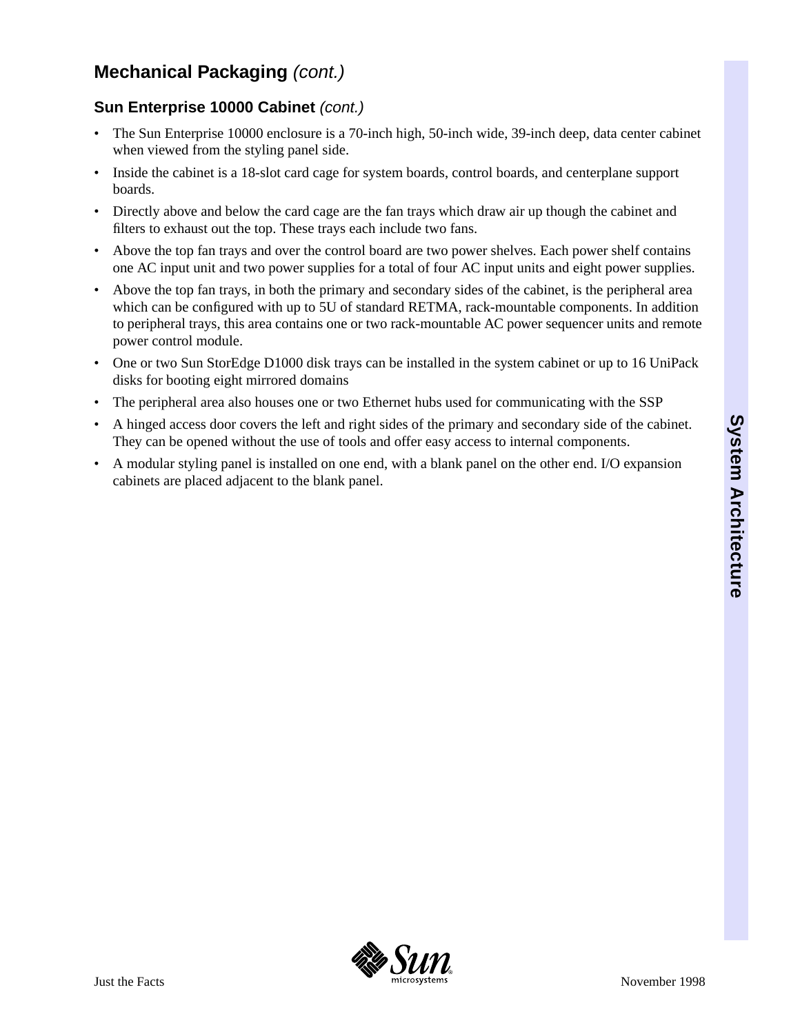## Mechanical Packaging *(cont.)*

### Sun Enterprise 10000 Cabinet *(cont.)*

- The Sun Enterprise 10000 enclosure is a 70-inch high, 50-inch wide, 39-inch deep, data center cabinet when viewed from the styling panel side.
- Inside the cabinet is a 18-slot card cage for system boards, control boards, and centerplane support boards.
- Directly above and below the card cage are the fan trays which draw air up though the cabinet and filters to exhaust out the top. These trays each include two fans.
- Above the top fan trays and over the control board are two power shelves. Each power shelf contains one AC input unit and two power supplies for a total of four AC input units and eight power supplies.
- Above the top fan trays, in both the primary and secondary sides of the cabinet, is the peripheral area which can be configured with up to 5U of standard RETMA, rack-mountable components. In addition to peripheral trays, this area contains one or two rack-mountable AC power sequencer units and remote power control module.
- One or two Sun StorEdge D1000 disk trays can be installed in the system cabinet or up to 16 UniPack disks for booting eight mirrored domains
- The peripheral area also houses one or two Ethernet hubs used for communicating with the SSP
- A hinged access door covers the left and right sides of the primary and secondary side of the cabinet. They can be opened without the use of tools and offer easy access to internal components.
- A modular styling panel is installed on one end, with a blank panel on the other end. I/O expansion cabinets are placed adjacent to the blank panel.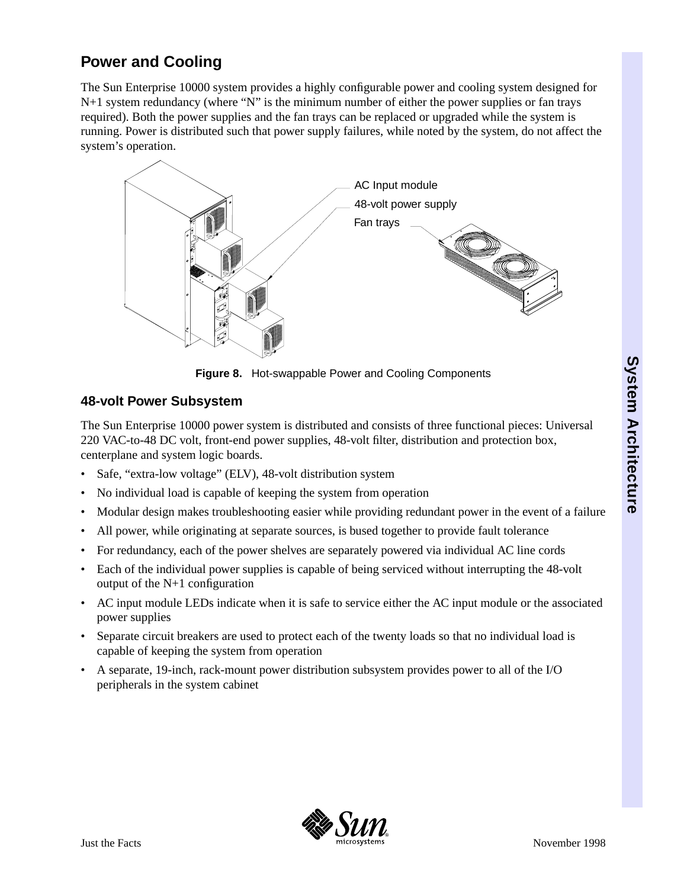## Power and Cooling

The Sun Enterprise 10000 system provides a highly configurable power and cooling system designed for N+1 system redundancy (where “N” is the minimum number of either the power supplies or fan trays required). Both the power supplies and the fan trays can be replaced or upgraded while the system is running. Power is distributed such that power supply failures, while noted by the system, do not affect the system’s operation.

AC Input module

48-volt power supply

Fan trays

**Figure 8.** Hot-swappable Power and Cooling Components

### 48-volt Power Subsystem

The Sun Enterprise 10000 power system is distributed and consists of three functional pieces: Universal 220 VAC-to-48 DC volt, front-end power supplies, 48-volt filter, distribution and protection box, centerplane and system logic boards.

- Safe, “extra-low voltage” (ELV), 48-volt distribution system
- No individual load is capable of keeping the system from operation
- Modular design makes troubleshooting easier while providing redundant power in the event of a failure
- All power, while originating at separate sources, is bused together to provide fault tolerance
- For redundancy, each of the power shelves are separately powered via individual AC line cords
- Each of the individual power supplies is capable of being serviced without interrupting the 48-volt output of the N+1 configuration
- AC input module LEDs indicate when it is safe to service either the AC input module or the associated power supplies
- Separate circuit breakers are used to protect each of the twenty loads so that no individual load is capable of keeping the system from operation
- A separate, 19-inch, rack-mount power distribution subsystem provides power to all of the I/O peripherals in the system cabinet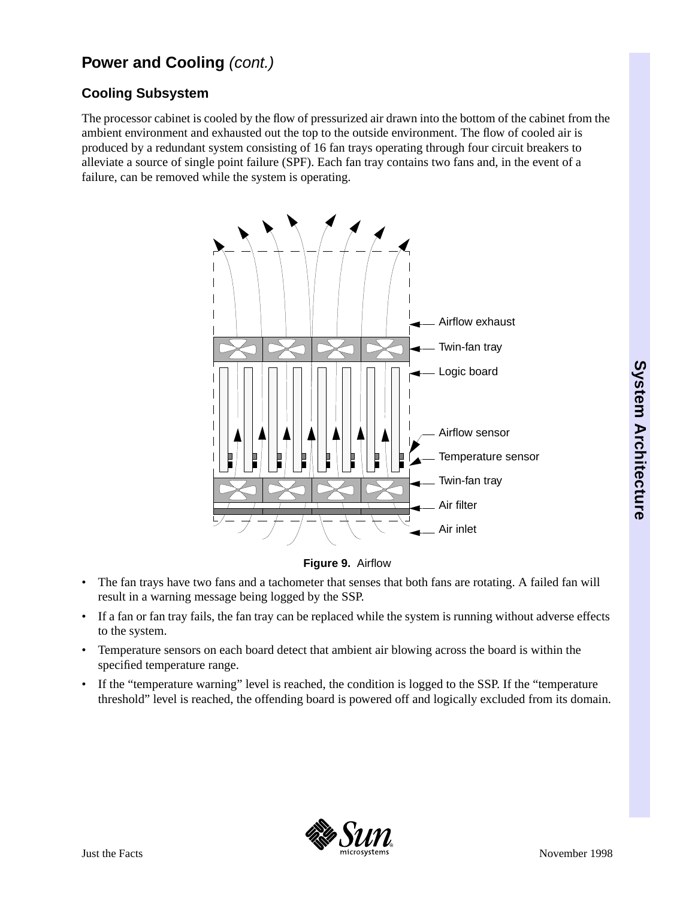## Power and Cooling *(cont.)*

### Cooling Subsystem

The processor cabinet is cooled by the flow of pressurized air drawn into the bottom of the cabinet from the ambient environment and exhausted out the top to the outside environment. The flow of cooled air is produced by a redundant system consisting of 16 fan trays operating through four circuit breakers to alleviate a source of single point failure (SPF). Each fan tray contains two fans and, in the event of a failure, can be removed while the system is operating.

Airflow exhaust

Twin-fan tray

Logic board

Airflow sensor

Temperature sensor

Twin-fan tray

Air filter

Air inlet

**Figure 9.** Airflow

- The fan trays have two fans and a tachometer that senses that both fans are rotating. A failed fan will result in a warning message being logged by the SSP.
- If a fan or fan tray fails, the fan tray can be replaced while the system is running without adverse effects to the system.
- Temperature sensors on each board detect that ambient air blowing across the board is within the specified temperature range.
- If the "temperature warning" level is reached, the condition is logged to the SSP. If the "temperature threshold" level is reached, the offending board is powered off and logically excluded from its domain.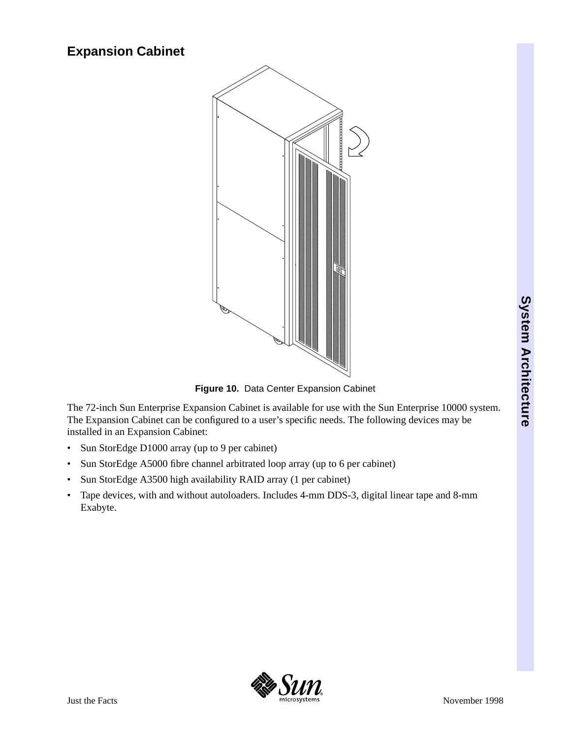## Expansion Cabinet

**Figure 10.** Data Center Expansion Cabinet

The 72-inch Sun Enterprise Expansion Cabinet is available for use with the Sun Enterprise 10000 system. The Expansion Cabinet can be configured to a user's specific needs. The following devices may be installed in an Expansion Cabinet:

- Sun StorEdge D1000 array (up to 9 per cabinet)
- Sun StorEdge A5000 fibre channel arbitrated loop array (up to 6 per cabinet)
- Sun StorEdge A3500 high availability RAID array (1 per cabinet)
- Tape devices, with and without autoloaders. Includes 4-mm DDS-3, digital linear tape and 8-mm Exabyte.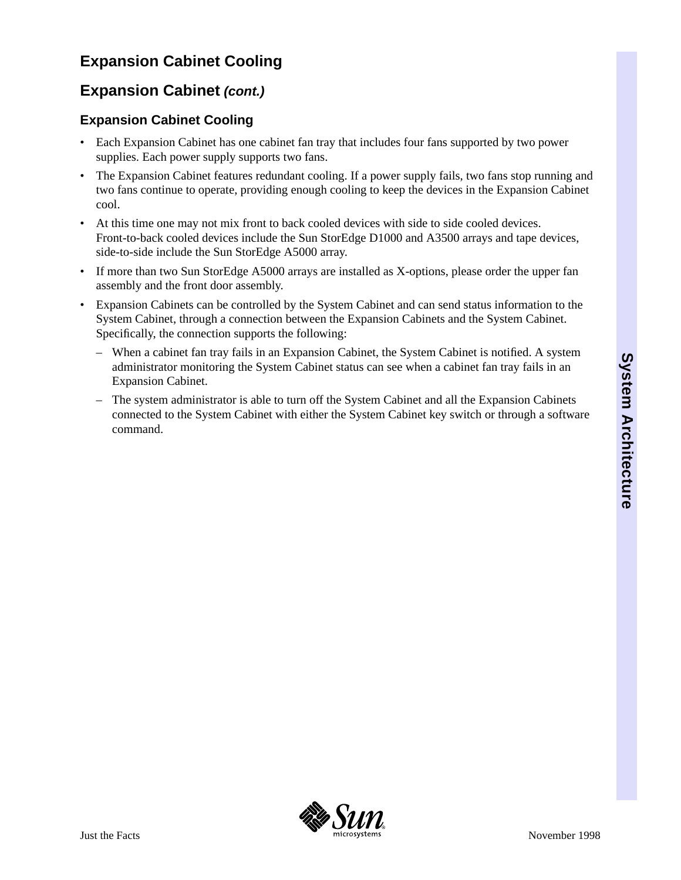## Expansion Cabinet Cooling

## Expansion Cabinet *(cont.)*

### Expansion Cabinet Cooling

- Each Expansion Cabinet has one cabinet fan tray that includes four fans supported by two power supplies. Each power supply supports two fans.
- The Expansion Cabinet features redundant cooling. If a power supply fails, two fans stop running and two fans continue to operate, providing enough cooling to keep the devices in the Expansion Cabinet cool.
- At this time one may not mix front to back cooled devices with side to side cooled devices. Front-to-back cooled devices include the Sun StorEdge D1000 and A3500 arrays and tape devices, side-to-side include the Sun StorEdge A5000 array.
- If more than two Sun StorEdge A5000 arrays are installed as X-options, please order the upper fan assembly and the front door assembly.
- Expansion Cabinets can be controlled by the System Cabinet and can send status information to the System Cabinet, through a connection between the Expansion Cabinets and the System Cabinet. Specifically, the connection supports the following:
  - When a cabinet fan tray fails in an Expansion Cabinet, the System Cabinet is notified. A system administrator monitoring the System Cabinet status can see when a cabinet fan tray fails in an Expansion Cabinet.
  - The system administrator is able to turn off the System Cabinet and all the Expansion Cabinets connected to the System Cabinet with either the System Cabinet key switch or through a software command.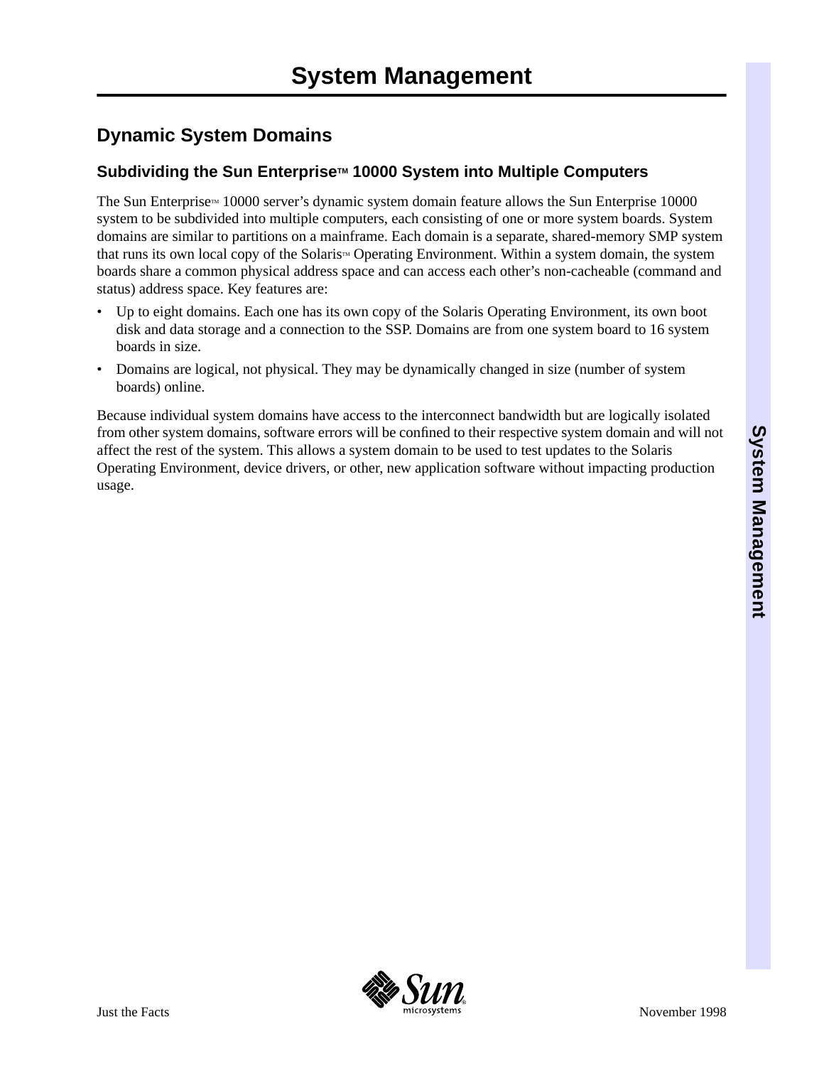# System Management

## Dynamic System Domains

### Subdividing the Sun Enterprise™ 10000 System into Multiple Computers

The Sun Enterprise™ 10000 server's dynamic system domain feature allows the Sun Enterprise 10000 system to be subdivided into multiple computers, each consisting of one or more system boards. System domains are similar to partitions on a mainframe. Each domain is a separate, shared-memory SMP system that runs its own local copy of the Solaris™ Operating Environment. Within a system domain, the system boards share a common physical address space and can access each other's non-cacheable (command and status) address space. Key features are:

- Up to eight domains. Each one has its own copy of the Solaris Operating Environment, its own boot disk and data storage and a connection to the SSP. Domains are from one system board to 16 system boards in size.
- Domains are logical, not physical. They may be dynamically changed in size (number of system boards) online.

Because individual system domains have access to the interconnect bandwidth but are logically isolated from other system domains, software errors will be confined to their respective system domain and will not affect the rest of the system. This allows a system domain to be used to test updates to the Solaris Operating Environment, device drivers, or other, new application software without impacting production usage.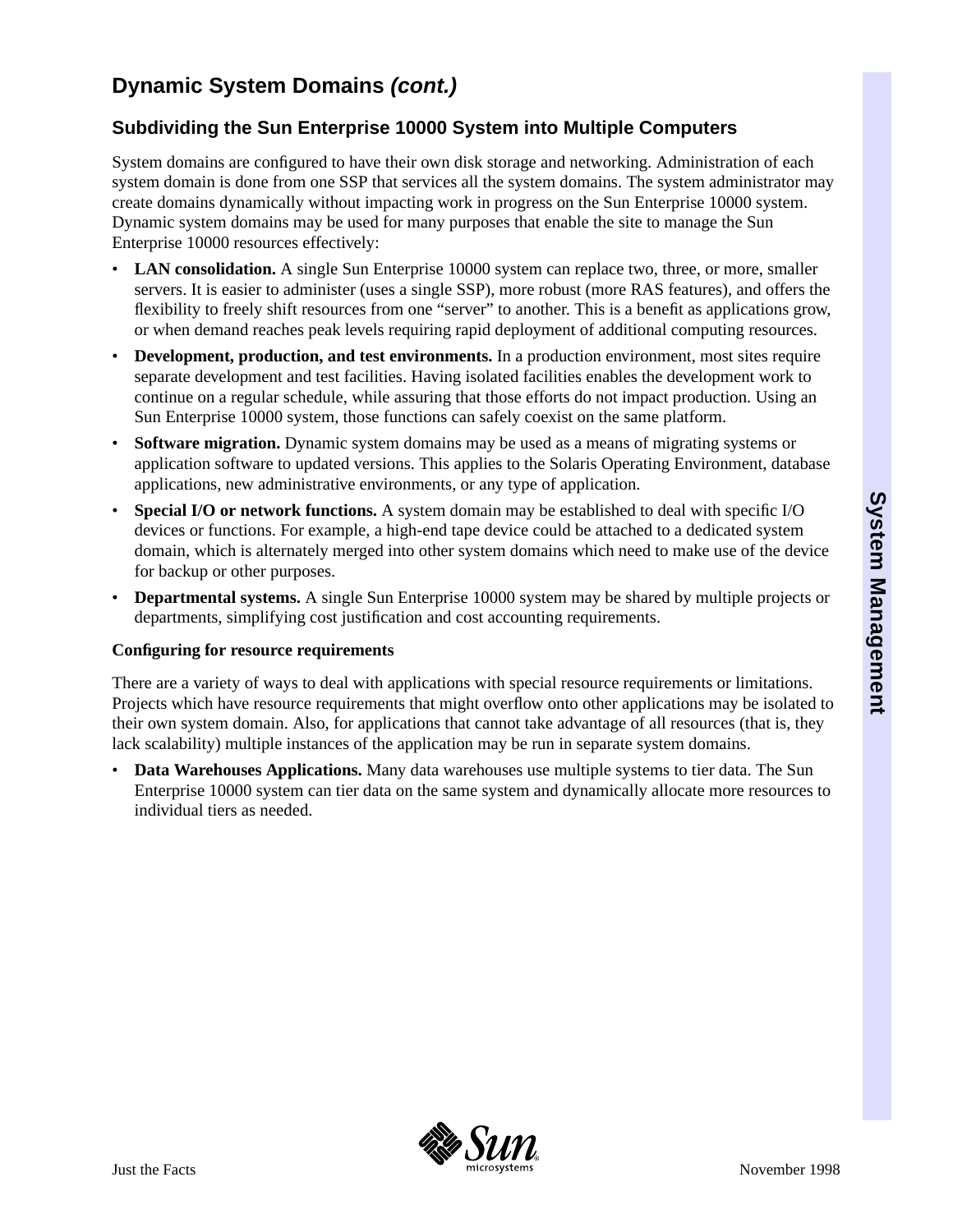## Dynamic System Domains *(cont.)*

### Subdividing the Sun Enterprise 10000 System into Multiple Computers

System domains are configured to have their own disk storage and networking. Administration of each system domain is done from one SSP that services all the system domains. The system administrator may create domains dynamically without impacting work in progress on the Sun Enterprise 10000 system. Dynamic system domains may be used for many purposes that enable the site to manage the Sun Enterprise 10000 resources effectively:

- **LAN consolidation.** A single Sun Enterprise 10000 system can replace two, three, or more, smaller servers. It is easier to administer (uses a single SSP), more robust (more RAS features), and offers the flexibility to freely shift resources from one "server" to another. This is a benefit as applications grow, or when demand reaches peak levels requiring rapid deployment of additional computing resources.
- **Development, production, and test environments.** In a production environment, most sites require separate development and test facilities. Having isolated facilities enables the development work to continue on a regular schedule, while assuring that those efforts do not impact production. Using an Sun Enterprise 10000 system, those functions can safely coexist on the same platform.
- **Software migration.** Dynamic system domains may be used as a means of migrating systems or application software to updated versions. This applies to the Solaris Operating Environment, database applications, new administrative environments, or any type of application.
- **Special I/O or network functions.** A system domain may be established to deal with specific I/O devices or functions. For example, a high-end tape device could be attached to a dedicated system domain, which is alternately merged into other system domains which need to make use of the device for backup or other purposes.
- **Departmental systems.** A single Sun Enterprise 10000 system may be shared by multiple projects or departments, simplifying cost justification and cost accounting requirements.

**Configuring for resource requirements**

There are a variety of ways to deal with applications with special resource requirements or limitations. Projects which have resource requirements that might overflow onto other applications may be isolated to their own system domain. Also, for applications that cannot take advantage of all resources (that is, they lack scalability) multiple instances of the application may be run in separate system domains.

- **Data Warehouses Applications.** Many data warehouses use multiple systems to tier data. The Sun Enterprise 10000 system can tier data on the same system and dynamically allocate more resources to individual tiers as needed.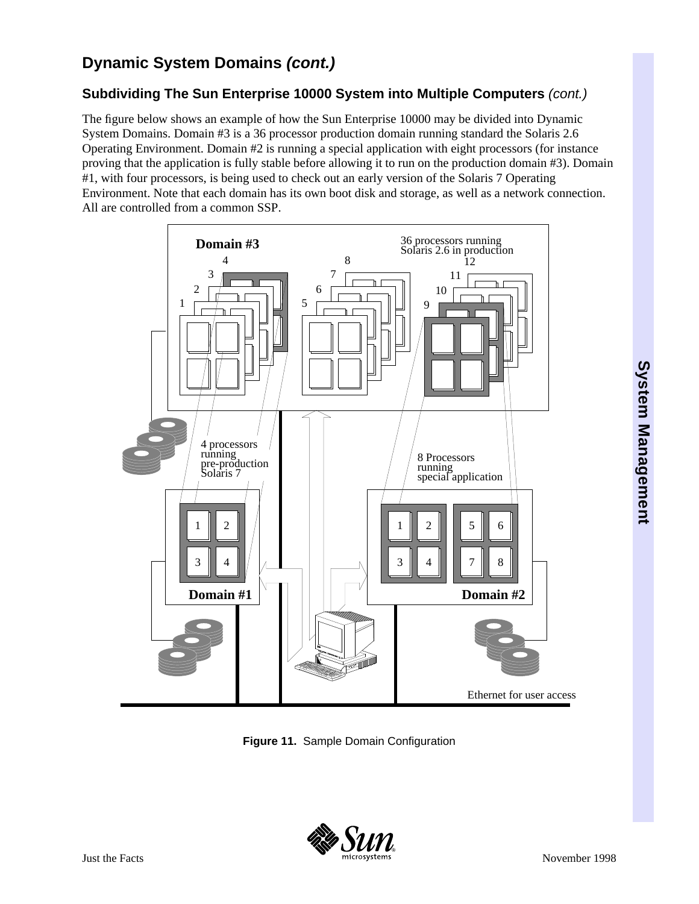## Dynamic System Domains *(cont.)*

### Subdividing The Sun Enterprise 10000 System into Multiple Computers *(cont.)*

The figure below shows an example of how the Sun Enterprise 10000 may be divided into Dynamic System Domains. Domain #3 is a 36 processor production domain running standard the Solaris 2.6 Operating Environment. Domain #2 is running a special application with eight processors (for instance proving that the application is fully stable before allowing it to run on the production domain #3). Domain #1, with four processors, is being used to check out an early version of the Solaris 7 Operating Environment. Note that each domain has its own boot disk and storage, as well as a network connection. All are controlled from a common SSP.

Domain #3 — 36 processors running Solaris 2.6 in production

4 processors running pre-production Solaris 7 — Domain #1

8 Processors running special application — Domain #2

Ethernet for user access

**Figure 11.** Sample Domain Configuration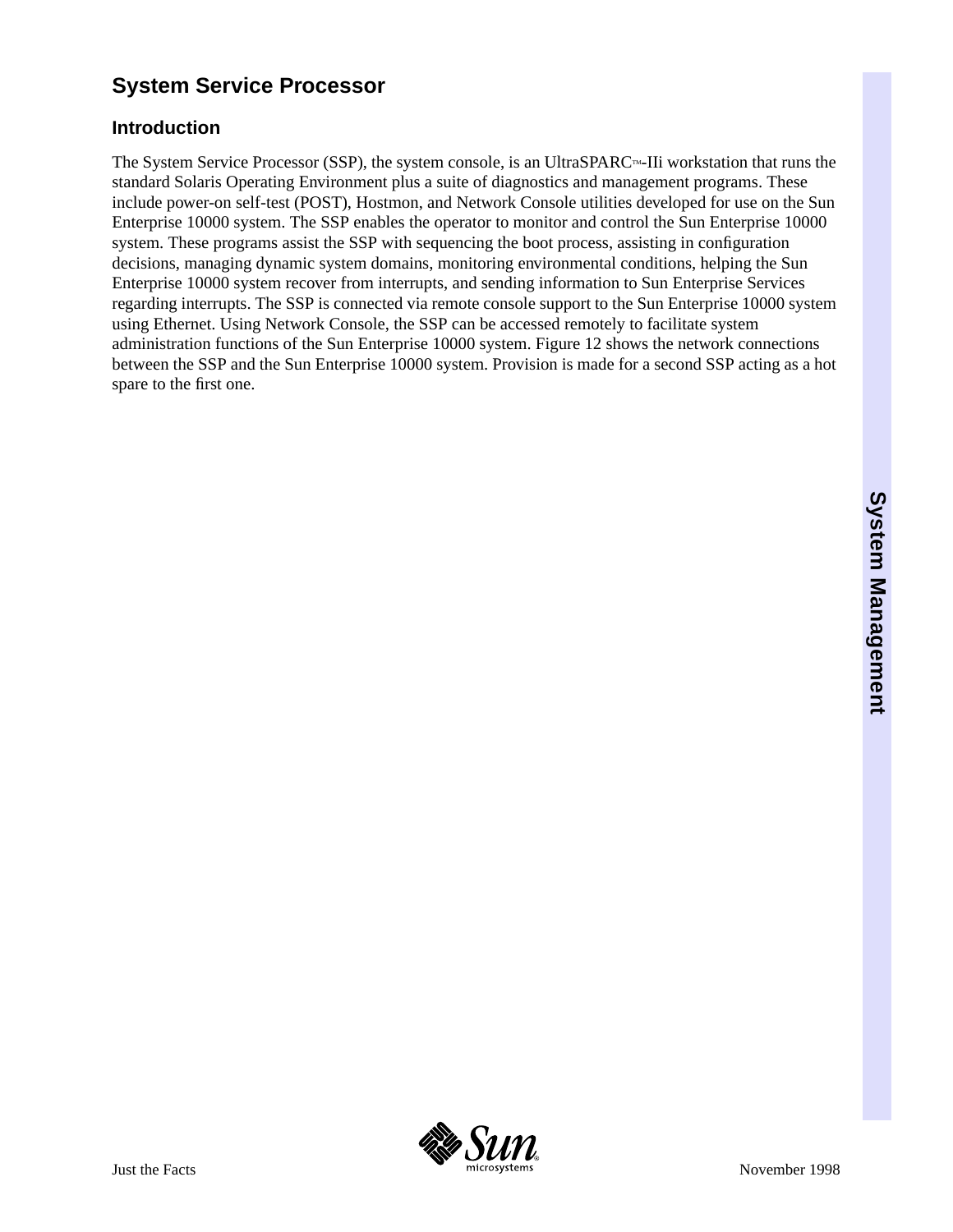## System Service Processor

### Introduction

The System Service Processor (SSP), the system console, is an UltraSPARC™-IIi workstation that runs the standard Solaris Operating Environment plus a suite of diagnostics and management programs. These include power-on self-test (POST), Hostmon, and Network Console utilities developed for use on the Sun Enterprise 10000 system. The SSP enables the operator to monitor and control the Sun Enterprise 10000 system. These programs assist the SSP with sequencing the boot process, assisting in configuration decisions, managing dynamic system domains, monitoring environmental conditions, helping the Sun Enterprise 10000 system recover from interrupts, and sending information to Sun Enterprise Services regarding interrupts. The SSP is connected via remote console support to the Sun Enterprise 10000 system using Ethernet. Using Network Console, the SSP can be accessed remotely to facilitate system administration functions of the Sun Enterprise 10000 system. Figure 12 shows the network connections between the SSP and the Sun Enterprise 10000 system. Provision is made for a second SSP acting as a hot spare to the first one.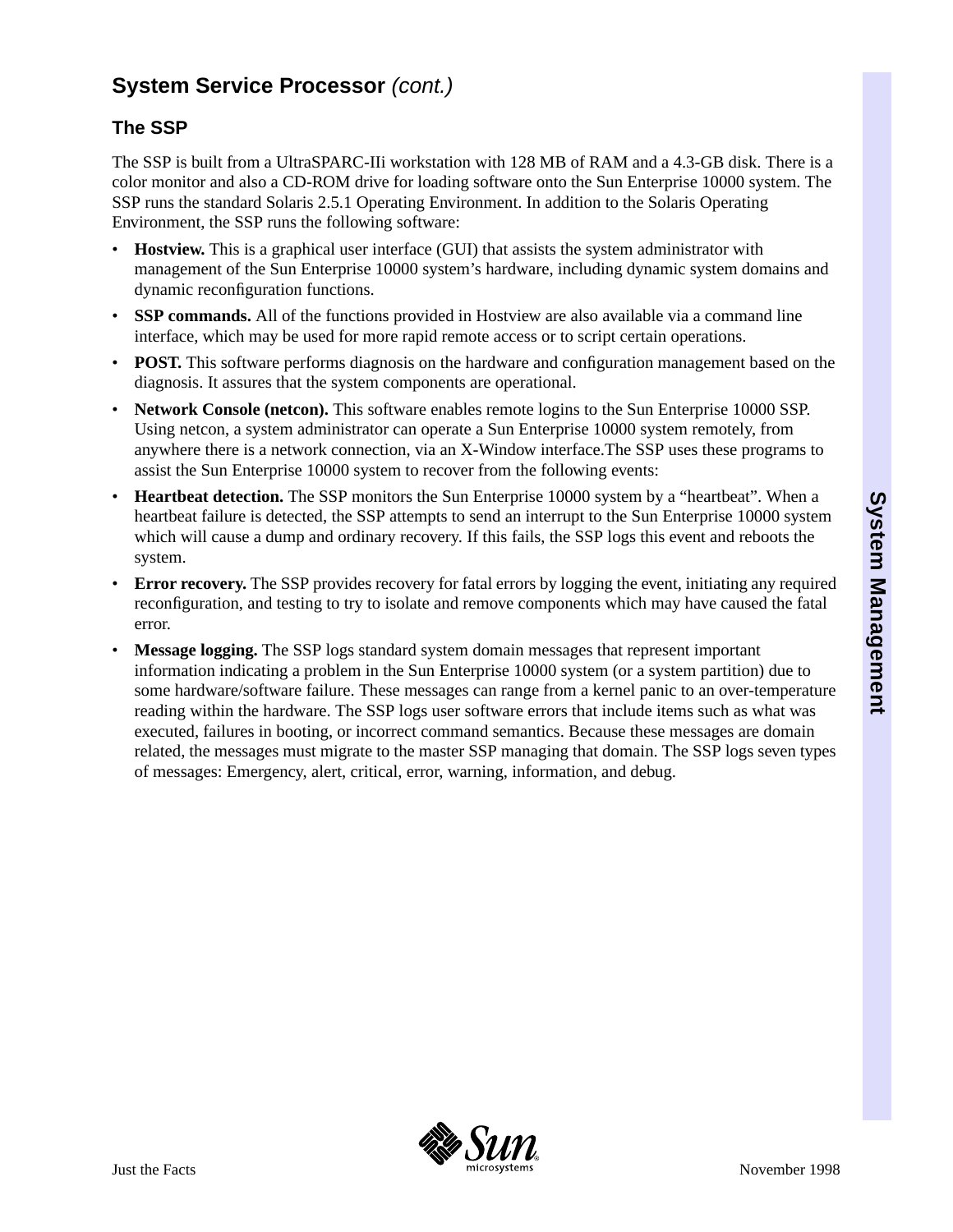## System Service Processor *(cont.)*

### The SSP

The SSP is built from a UltraSPARC-IIi workstation with 128 MB of RAM and a 4.3-GB disk. There is a color monitor and also a CD-ROM drive for loading software onto the Sun Enterprise 10000 system. The SSP runs the standard Solaris 2.5.1 Operating Environment. In addition to the Solaris Operating Environment, the SSP runs the following software:

- **Hostview.** This is a graphical user interface (GUI) that assists the system administrator with management of the Sun Enterprise 10000 system's hardware, including dynamic system domains and dynamic reconfiguration functions.
- **SSP commands.** All of the functions provided in Hostview are also available via a command line interface, which may be used for more rapid remote access or to script certain operations.
- **POST.** This software performs diagnosis on the hardware and configuration management based on the diagnosis. It assures that the system components are operational.
- **Network Console (netcon).** This software enables remote logins to the Sun Enterprise 10000 SSP. Using netcon, a system administrator can operate a Sun Enterprise 10000 system remotely, from anywhere there is a network connection, via an X-Window interface.The SSP uses these programs to assist the Sun Enterprise 10000 system to recover from the following events:
- **Heartbeat detection.** The SSP monitors the Sun Enterprise 10000 system by a "heartbeat". When a heartbeat failure is detected, the SSP attempts to send an interrupt to the Sun Enterprise 10000 system which will cause a dump and ordinary recovery. If this fails, the SSP logs this event and reboots the system.
- **Error recovery.** The SSP provides recovery for fatal errors by logging the event, initiating any required reconfiguration, and testing to try to isolate and remove components which may have caused the fatal error.
- **Message logging.** The SSP logs standard system domain messages that represent important information indicating a problem in the Sun Enterprise 10000 system (or a system partition) due to some hardware/software failure. These messages can range from a kernel panic to an over-temperature reading within the hardware. The SSP logs user software errors that include items such as what was executed, failures in booting, or incorrect command semantics. Because these messages are domain related, the messages must migrate to the master SSP managing that domain. The SSP logs seven types of messages: Emergency, alert, critical, error, warning, information, and debug.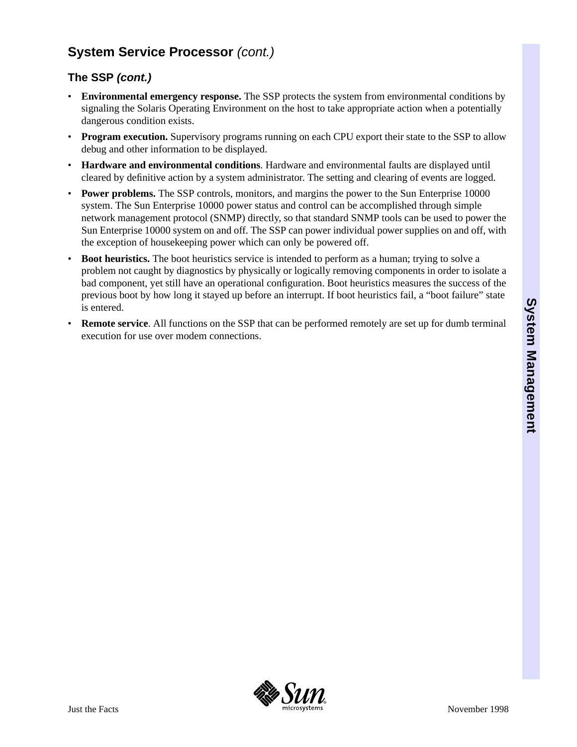## System Service Processor *(cont.)*

### The SSP *(cont.)*

- **Environmental emergency response.** The SSP protects the system from environmental conditions by signaling the Solaris Operating Environment on the host to take appropriate action when a potentially dangerous condition exists.
- **Program execution.** Supervisory programs running on each CPU export their state to the SSP to allow debug and other information to be displayed.
- **Hardware and environmental conditions**. Hardware and environmental faults are displayed until cleared by definitive action by a system administrator. The setting and clearing of events are logged.
- **Power problems.** The SSP controls, monitors, and margins the power to the Sun Enterprise 10000 system. The Sun Enterprise 10000 power status and control can be accomplished through simple network management protocol (SNMP) directly, so that standard SNMP tools can be used to power the Sun Enterprise 10000 system on and off. The SSP can power individual power supplies on and off, with the exception of housekeeping power which can only be powered off.
- **Boot heuristics.** The boot heuristics service is intended to perform as a human; trying to solve a problem not caught by diagnostics by physically or logically removing components in order to isolate a bad component, yet still have an operational configuration. Boot heuristics measures the success of the previous boot by how long it stayed up before an interrupt. If boot heuristics fail, a "boot failure" state is entered.
- **Remote service**. All functions on the SSP that can be performed remotely are set up for dumb terminal execution for use over modem connections.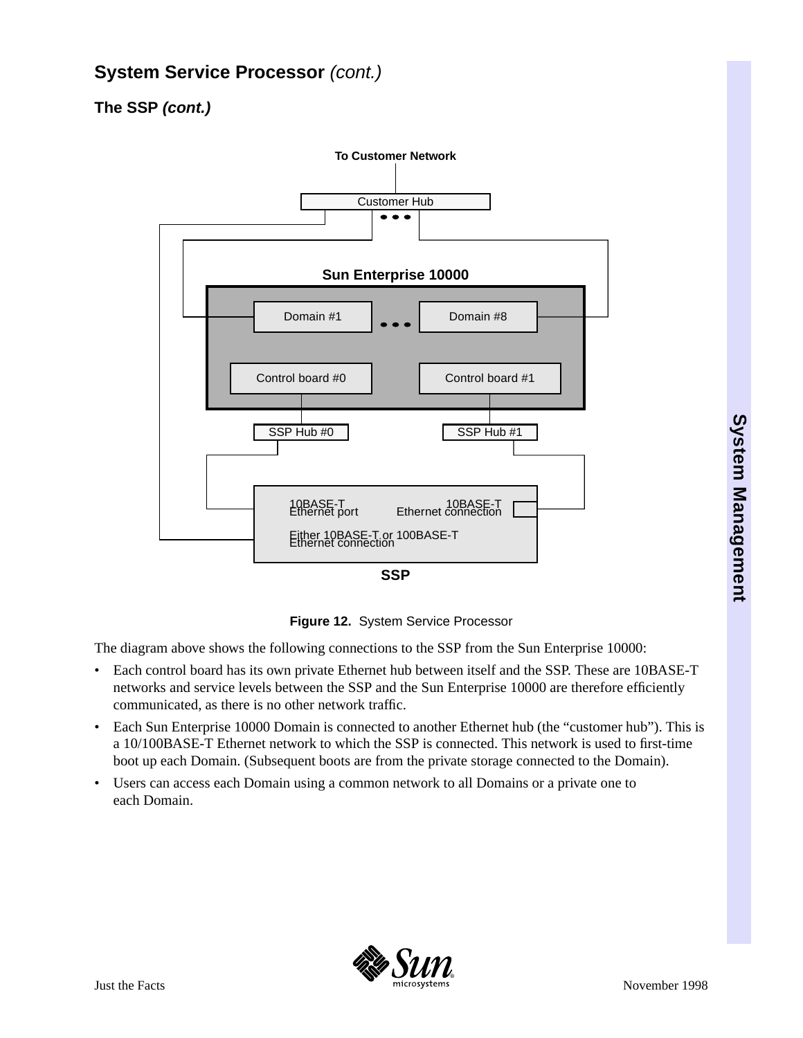# System Service Processor *(cont.)*

## The SSP *(cont.)*

To Customer Network

Customer Hub

Sun Enterprise 10000

Domain #1

Domain #8

Control board #0

Control board #1

SSP Hub #0

SSP Hub #1

10BASE-T Ethernet port

10BASE-T Ethernet connection

Either 10BASE-T or 100BASE-T Ethernet connection

SSP

**Figure 12.** System Service Processor

The diagram above shows the following connections to the SSP from the Sun Enterprise 10000:

- Each control board has its own private Ethernet hub between itself and the SSP. These are 10BASE-T networks and service levels between the SSP and the Sun Enterprise 10000 are therefore efficiently communicated, as there is no other network traffic.
- Each Sun Enterprise 10000 Domain is connected to another Ethernet hub (the "customer hub"). This is a 10/100BASE-T Ethernet network to which the SSP is connected. This network is used to first-time boot up each Domain. (Subsequent boots are from the private storage connected to the Domain).
- Users can access each Domain using a common network to all Domains or a private one to each Domain.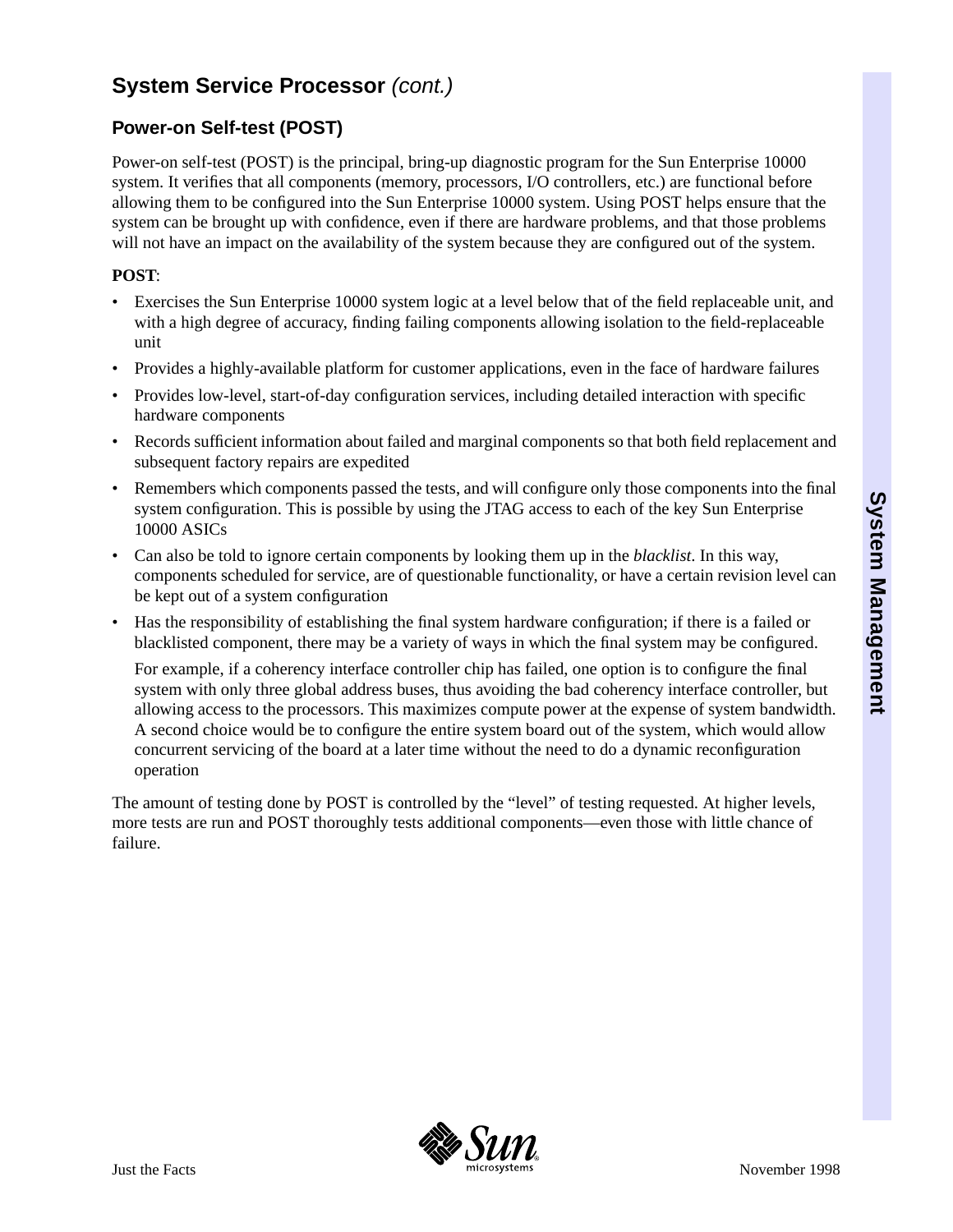## System Service Processor *(cont.)*

### Power-on Self-test (POST)

Power-on self-test (POST) is the principal, bring-up diagnostic program for the Sun Enterprise 10000 system. It verifies that all components (memory, processors, I/O controllers, etc.) are functional before allowing them to be configured into the Sun Enterprise 10000 system. Using POST helps ensure that the system can be brought up with confidence, even if there are hardware problems, and that those problems will not have an impact on the availability of the system because they are configured out of the system.

**POST**:

- Exercises the Sun Enterprise 10000 system logic at a level below that of the field replaceable unit, and with a high degree of accuracy, finding failing components allowing isolation to the field-replaceable unit
- Provides a highly-available platform for customer applications, even in the face of hardware failures
- Provides low-level, start-of-day configuration services, including detailed interaction with specific hardware components
- Records sufficient information about failed and marginal components so that both field replacement and subsequent factory repairs are expedited
- Remembers which components passed the tests, and will configure only those components into the final system configuration. This is possible by using the JTAG access to each of the key Sun Enterprise 10000 ASICs
- Can also be told to ignore certain components by looking them up in the *blacklist*. In this way, components scheduled for service, are of questionable functionality, or have a certain revision level can be kept out of a system configuration
- Has the responsibility of establishing the final system hardware configuration; if there is a failed or blacklisted component, there may be a variety of ways in which the final system may be configured.

  For example, if a coherency interface controller chip has failed, one option is to configure the final system with only three global address buses, thus avoiding the bad coherency interface controller, but allowing access to the processors. This maximizes compute power at the expense of system bandwidth. A second choice would be to configure the entire system board out of the system, which would allow concurrent servicing of the board at a later time without the need to do a dynamic reconfiguration operation

The amount of testing done by POST is controlled by the “level” of testing requested. At higher levels, more tests are run and POST thoroughly tests additional components—even those with little chance of failure.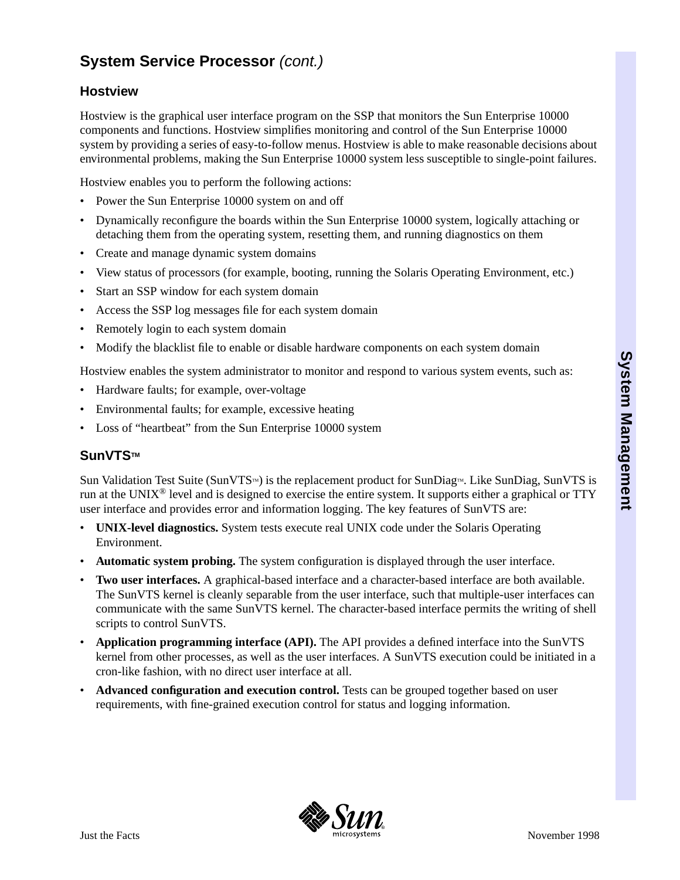## System Service Processor *(cont.)*

### Hostview

Hostview is the graphical user interface program on the SSP that monitors the Sun Enterprise 10000 components and functions. Hostview simplifies monitoring and control of the Sun Enterprise 10000 system by providing a series of easy-to-follow menus. Hostview is able to make reasonable decisions about environmental problems, making the Sun Enterprise 10000 system less susceptible to single-point failures.

Hostview enables you to perform the following actions:

- Power the Sun Enterprise 10000 system on and off
- Dynamically reconfigure the boards within the Sun Enterprise 10000 system, logically attaching or detaching them from the operating system, resetting them, and running diagnostics on them
- Create and manage dynamic system domains
- View status of processors (for example, booting, running the Solaris Operating Environment, etc.)
- Start an SSP window for each system domain
- Access the SSP log messages file for each system domain
- Remotely login to each system domain
- Modify the blacklist file to enable or disable hardware components on each system domain

Hostview enables the system administrator to monitor and respond to various system events, such as:

- Hardware faults; for example, over-voltage
- Environmental faults; for example, excessive heating
- Loss of “heartbeat” from the Sun Enterprise 10000 system

### SunVTS™

Sun Validation Test Suite (SunVTS™) is the replacement product for SunDiag™. Like SunDiag, SunVTS is run at the UNIX® level and is designed to exercise the entire system. It supports either a graphical or TTY user interface and provides error and information logging. The key features of SunVTS are:

- **UNIX-level diagnostics.** System tests execute real UNIX code under the Solaris Operating Environment.
- **Automatic system probing.** The system configuration is displayed through the user interface.
- **Two user interfaces.** A graphical-based interface and a character-based interface are both available. The SunVTS kernel is cleanly separable from the user interface, such that multiple-user interfaces can communicate with the same SunVTS kernel. The character-based interface permits the writing of shell scripts to control SunVTS.
- **Application programming interface (API).** The API provides a defined interface into the SunVTS kernel from other processes, as well as the user interfaces. A SunVTS execution could be initiated in a cron-like fashion, with no direct user interface at all.
- **Advanced configuration and execution control.** Tests can be grouped together based on user requirements, with fine-grained execution control for status and logging information.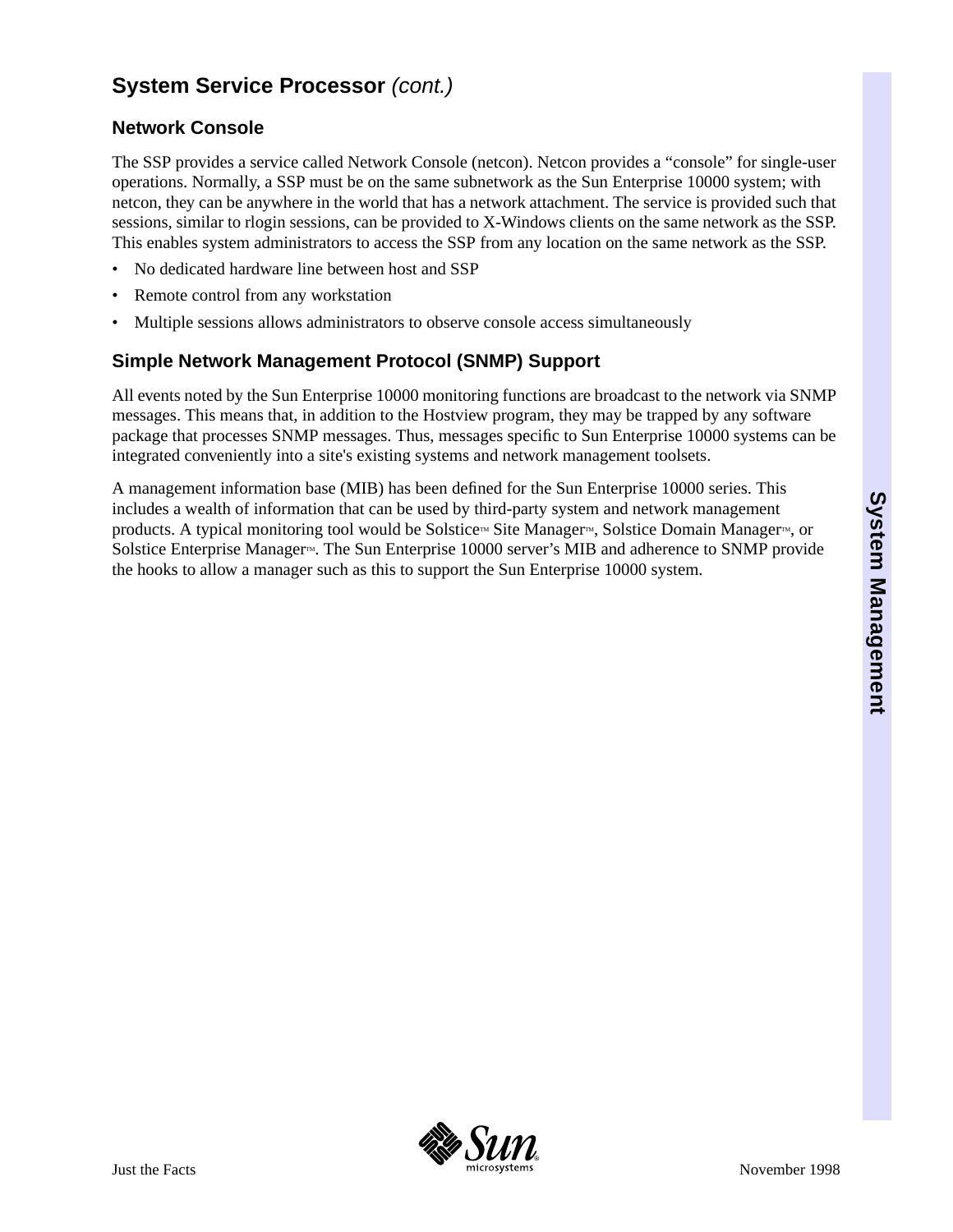## System Service Processor *(cont.)*

### Network Console

The SSP provides a service called Network Console (netcon). Netcon provides a “console” for single-user operations. Normally, a SSP must be on the same subnetwork as the Sun Enterprise 10000 system; with netcon, they can be anywhere in the world that has a network attachment. The service is provided such that sessions, similar to rlogin sessions, can be provided to X-Windows clients on the same network as the SSP. This enables system administrators to access the SSP from any location on the same network as the SSP.

- No dedicated hardware line between host and SSP
- Remote control from any workstation
- Multiple sessions allows administrators to observe console access simultaneously

### Simple Network Management Protocol (SNMP) Support

All events noted by the Sun Enterprise 10000 monitoring functions are broadcast to the network via SNMP messages. This means that, in addition to the Hostview program, they may be trapped by any software package that processes SNMP messages. Thus, messages specific to Sun Enterprise 10000 systems can be integrated conveniently into a site's existing systems and network management toolsets.

A management information base (MIB) has been defined for the Sun Enterprise 10000 series. This includes a wealth of information that can be used by third-party system and network management products. A typical monitoring tool would be Solstice™ Site Manager™, Solstice Domain Manager™, or Solstice Enterprise Manager™. The Sun Enterprise 10000 server’s MIB and adherence to SNMP provide the hooks to allow a manager such as this to support the Sun Enterprise 10000 system.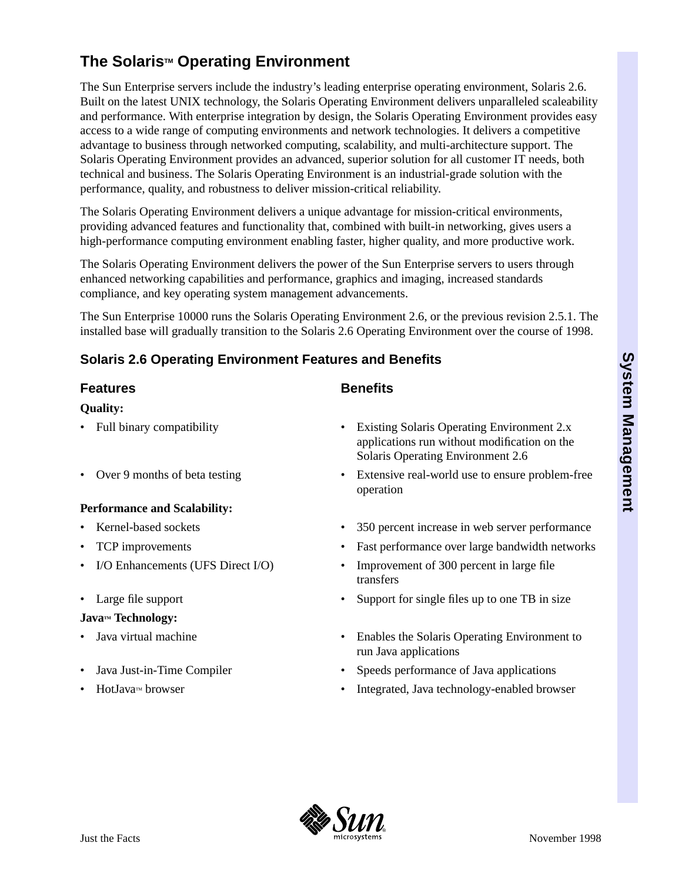## The Solaris™ Operating Environment

The Sun Enterprise servers include the industry's leading enterprise operating environment, Solaris 2.6. Built on the latest UNIX technology, the Solaris Operating Environment delivers unparalleled scaleability and performance. With enterprise integration by design, the Solaris Operating Environment provides easy access to a wide range of computing environments and network technologies. It delivers a competitive advantage to business through networked computing, scalability, and multi-architecture support. The Solaris Operating Environment provides an advanced, superior solution for all customer IT needs, both technical and business. The Solaris Operating Environment is an industrial-grade solution with the performance, quality, and robustness to deliver mission-critical reliability.

The Solaris Operating Environment delivers a unique advantage for mission-critical environments, providing advanced features and functionality that, combined with built-in networking, gives users a high-performance computing environment enabling faster, higher quality, and more productive work.

The Solaris Operating Environment delivers the power of the Sun Enterprise servers to users through enhanced networking capabilities and performance, graphics and imaging, increased standards compliance, and key operating system management advancements.

The Sun Enterprise 10000 runs the Solaris Operating Environment 2.6, or the previous revision 2.5.1. The installed base will gradually transition to the Solaris 2.6 Operating Environment over the course of 1998.

### Solaris 2.6 Operating Environment Features and Benefits

| Features | Benefits |
|---|---|
| **Quality:** | |
| • Full binary compatibility | • Existing Solaris Operating Environment 2.x applications run without modification on the Solaris Operating Environment 2.6 |
| • Over 9 months of beta testing | • Extensive real-world use to ensure problem-free operation |
| **Performance and Scalability:** | |
| • Kernel-based sockets | • 350 percent increase in web server performance |
| • TCP improvements | • Fast performance over large bandwidth networks |
| • I/O Enhancements (UFS Direct I/O) | • Improvement of 300 percent in large file transfers |
| • Large file support | • Support for single files up to one TB in size |
| **Java™ Technology:** | |
| • Java virtual machine | • Enables the Solaris Operating Environment to run Java applications |
| • Java Just-in-Time Compiler | • Speeds performance of Java applications |
| • HotJava™ browser | • Integrated, Java technology-enabled browser |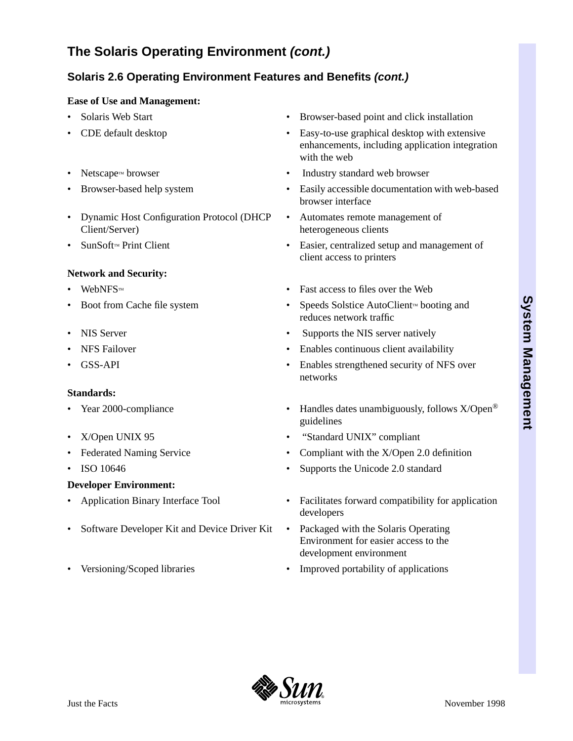## The Solaris Operating Environment *(cont.)*

### Solaris 2.6 Operating Environment Features and Benefits *(cont.)*

**Ease of Use and Management:**

| Feature | Benefit |
|---|---|
| • Solaris Web Start | • Browser-based point and click installation |
| • CDE default desktop | • Easy-to-use graphical desktop with extensive enhancements, including application integration with the web |
| • Netscape™ browser | • Industry standard web browser |
| • Browser-based help system | • Easily accessible documentation with web-based browser interface |
| • Dynamic Host Configuration Protocol (DHCP Client/Server) | • Automates remote management of heterogeneous clients |
| • SunSoft™ Print Client | • Easier, centralized setup and management of client access to printers |

**Network and Security:**

| Feature | Benefit |
|---|---|
| • WebNFS™ | • Fast access to files over the Web |
| • Boot from Cache file system | • Speeds Solstice AutoClient™ booting and reduces network traffic |
| • NIS Server | • Supports the NIS server natively |
| • NFS Failover | • Enables continuous client availability |
| • GSS-API | • Enables strengthened security of NFS over networks |

**Standards:**

| Feature | Benefit |
|---|---|
| • Year 2000-compliance | • Handles dates unambiguously, follows X/Open® guidelines |
| • X/Open UNIX 95 | • "Standard UNIX" compliant |
| • Federated Naming Service | • Compliant with the X/Open 2.0 definition |
| • ISO 10646 | • Supports the Unicode 2.0 standard |

**Developer Environment:**

| Feature | Benefit |
|---|---|
| • Application Binary Interface Tool | • Facilitates forward compatibility for application developers |
| • Software Developer Kit and Device Driver Kit | • Packaged with the Solaris Operating Environment for easier access to the development environment |
| • Versioning/Scoped libraries | • Improved portability of applications |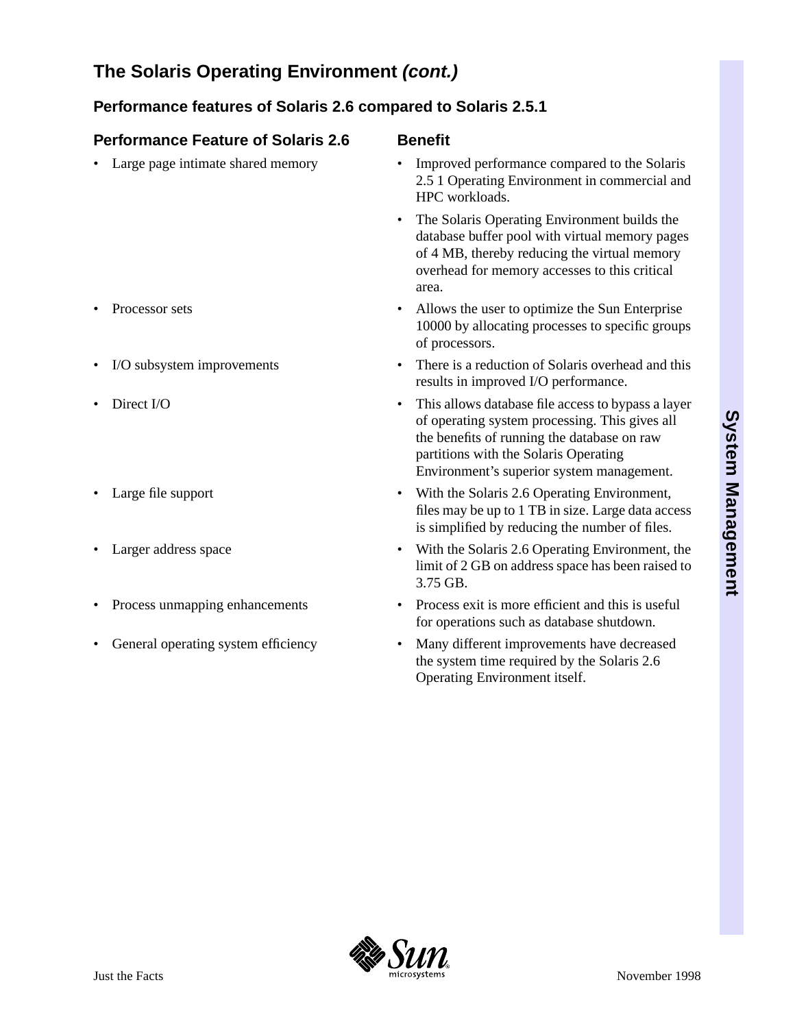## The Solaris Operating Environment *(cont.)*

### Performance features of Solaris 2.6 compared to Solaris 2.5.1

| Performance Feature of Solaris 2.6 | Benefit |
|---|---|
| • Large page intimate shared memory | • Improved performance compared to the Solaris 2.5 1 Operating Environment in commercial and HPC workloads.<br>• The Solaris Operating Environment builds the database buffer pool with virtual memory pages of 4 MB, thereby reducing the virtual memory overhead for memory accesses to this critical area. |
| • Processor sets | • Allows the user to optimize the Sun Enterprise 10000 by allocating processes to specific groups of processors. |
| • I/O subsystem improvements | • There is a reduction of Solaris overhead and this results in improved I/O performance. |
| • Direct I/O | • This allows database file access to bypass a layer of operating system processing. This gives all the benefits of running the database on raw partitions with the Solaris Operating Environment's superior system management. |
| • Large file support | • With the Solaris 2.6 Operating Environment, files may be up to 1 TB in size. Large data access is simplified by reducing the number of files. |
| • Larger address space | • With the Solaris 2.6 Operating Environment, the limit of 2 GB on address space has been raised to 3.75 GB. |
| • Process unmapping enhancements | • Process exit is more efficient and this is useful for operations such as database shutdown. |
| • General operating system efficiency | • Many different improvements have decreased the system time required by the Solaris 2.6 Operating Environment itself. |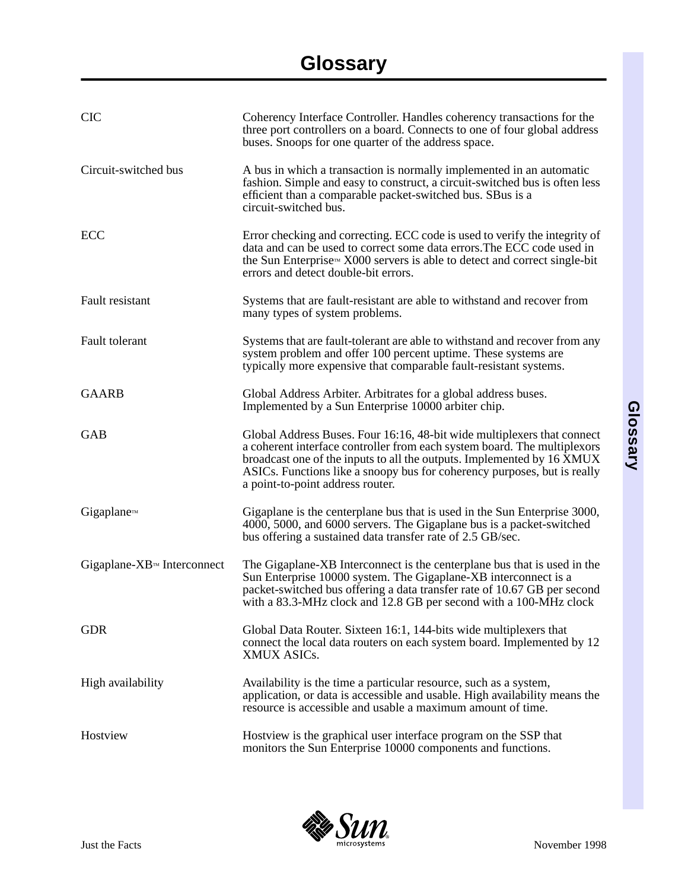# Glossary

| | |
|---|---|
| CIC | Coherency Interface Controller. Handles coherency transactions for the three port controllers on a board. Connects to one of four global address buses. Snoops for one quarter of the address space. |
| Circuit-switched bus | A bus in which a transaction is normally implemented in an automatic fashion. Simple and easy to construct, a circuit-switched bus is often less efficient than a comparable packet-switched bus. SBus is a circuit-switched bus. |
| ECC | Error checking and correcting. ECC code is used to verify the integrity of data and can be used to correct some data errors.The ECC code used in the Sun Enterprise™ X000 servers is able to detect and correct single-bit errors and detect double-bit errors. |
| Fault resistant | Systems that are fault-resistant are able to withstand and recover from many types of system problems. |
| Fault tolerant | Systems that are fault-tolerant are able to withstand and recover from any system problem and offer 100 percent uptime. These systems are typically more expensive that comparable fault-resistant systems. |
| GAARB | Global Address Arbiter. Arbitrates for a global address buses. Implemented by a Sun Enterprise 10000 arbiter chip. |
| GAB | Global Address Buses. Four 16:16, 48-bit wide multiplexers that connect a coherent interface controller from each system board. The multiplexors broadcast one of the inputs to all the outputs. Implemented by 16 XMUX ASICs. Functions like a snoopy bus for coherency purposes, but is really a point-to-point address router. |
| Gigaplane™ | Gigaplane is the centerplane bus that is used in the Sun Enterprise 3000, 4000, 5000, and 6000 servers. The Gigaplane bus is a packet-switched bus offering a sustained data transfer rate of 2.5 GB/sec. |
| Gigaplane-XB™ Interconnect | The Gigaplane-XB Interconnect is the centerplane bus that is used in the Sun Enterprise 10000 system. The Gigaplane-XB interconnect is a packet-switched bus offering a data transfer rate of 10.67 GB per second with a 83.3-MHz clock and 12.8 GB per second with a 100-MHz clock |
| GDR | Global Data Router. Sixteen 16:1, 144-bits wide multiplexers that connect the local data routers on each system board. Implemented by 12 XMUX ASICs. |
| High availability | Availability is the time a particular resource, such as a system, application, or data is accessible and usable. High availability means the resource is accessible and usable a maximum amount of time. |
| Hostview | Hostview is the graphical user interface program on the SSP that monitors the Sun Enterprise 10000 components and functions. |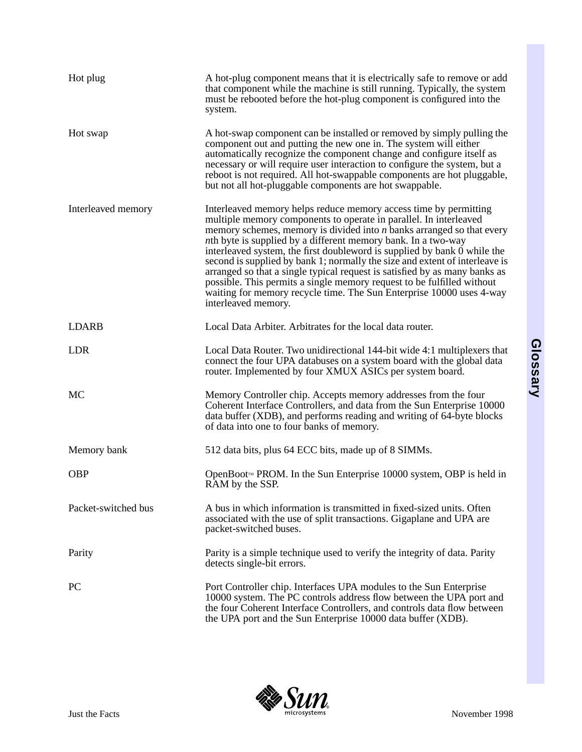| | |
|---|---|
| Hot plug | A hot-plug component means that it is electrically safe to remove or add that component while the machine is still running. Typically, the system must be rebooted before the hot-plug component is configured into the system. |
| Hot swap | A hot-swap component can be installed or removed by simply pulling the component out and putting the new one in. The system will either automatically recognize the component change and configure itself as necessary or will require user interaction to configure the system, but a reboot is not required. All hot-swappable components are hot pluggable, but not all hot-pluggable components are hot swappable. |
| Interleaved memory | Interleaved memory helps reduce memory access time by permitting multiple memory components to operate in parallel. In interleaved memory schemes, memory is divided into *n* banks arranged so that every *n*th byte is supplied by a different memory bank. In a two-way interleaved system, the first doubleword is supplied by bank 0 while the second is supplied by bank 1; normally the size and extent of interleave is arranged so that a single typical request is satisfied by as many banks as possible. This permits a single memory request to be fulfilled without waiting for memory recycle time. The Sun Enterprise 10000 uses 4-way interleaved memory. |
| LDARB | Local Data Arbiter. Arbitrates for the local data router. |
| LDR | Local Data Router. Two unidirectional 144-bit wide 4:1 multiplexers that connect the four UPA databuses on a system board with the global data router. Implemented by four XMUX ASICs per system board. |
| MC | Memory Controller chip. Accepts memory addresses from the four Coherent Interface Controllers, and data from the Sun Enterprise 10000 data buffer (XDB), and performs reading and writing of 64-byte blocks of data into one to four banks of memory. |
| Memory bank | 512 data bits, plus 64 ECC bits, made up of 8 SIMMs. |
| OBP | OpenBoot™ PROM. In the Sun Enterprise 10000 system, OBP is held in RAM by the SSP. |
| Packet-switched bus | A bus in which information is transmitted in fixed-sized units. Often associated with the use of split transactions. Gigaplane and UPA are packet-switched buses. |
| Parity | Parity is a simple technique used to verify the integrity of data. Parity detects single-bit errors. |
| PC | Port Controller chip. Interfaces UPA modules to the Sun Enterprise 10000 system. The PC controls address flow between the UPA port and the four Coherent Interface Controllers, and controls data flow between the UPA port and the Sun Enterprise 10000 data buffer (XDB). |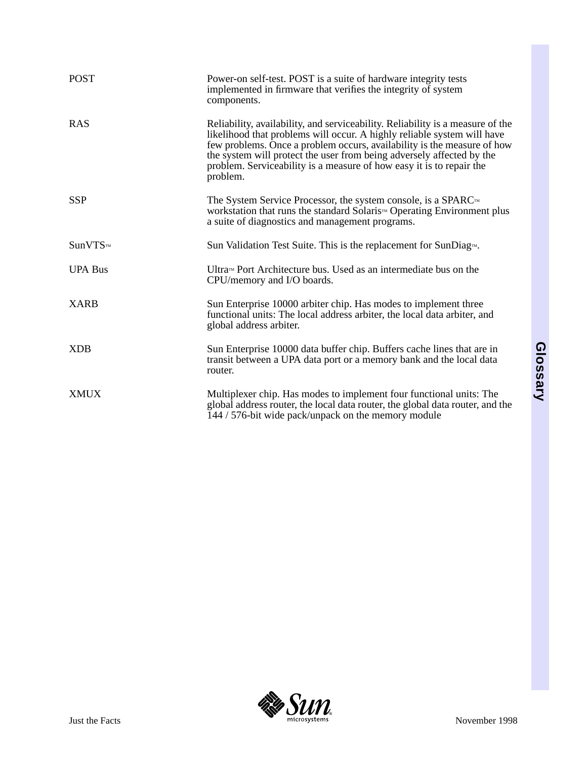| | |
|---|---|
| POST | Power-on self-test. POST is a suite of hardware integrity tests implemented in firmware that verifies the integrity of system components. |
| RAS | Reliability, availability, and serviceability. Reliability is a measure of the likelihood that problems will occur. A highly reliable system will have few problems. Once a problem occurs, availability is the measure of how the system will protect the user from being adversely affected by the problem. Serviceability is a measure of how easy it is to repair the problem. |
| SSP | The System Service Processor, the system console, is a SPARC™ workstation that runs the standard Solaris™ Operating Environment plus a suite of diagnostics and management programs. |
| SunVTS™ | Sun Validation Test Suite. This is the replacement for SunDiag™. |
| UPA Bus | Ultra™ Port Architecture bus. Used as an intermediate bus on the CPU/memory and I/O boards. |
| XARB | Sun Enterprise 10000 arbiter chip. Has modes to implement three functional units: The local address arbiter, the local data arbiter, and global address arbiter. |
| XDB | Sun Enterprise 10000 data buffer chip. Buffers cache lines that are in transit between a UPA data port or a memory bank and the local data router. |
| XMUX | Multiplexer chip. Has modes to implement four functional units: The global address router, the local data router, the global data router, and the 144 / 576-bit wide pack/unpack on the memory module |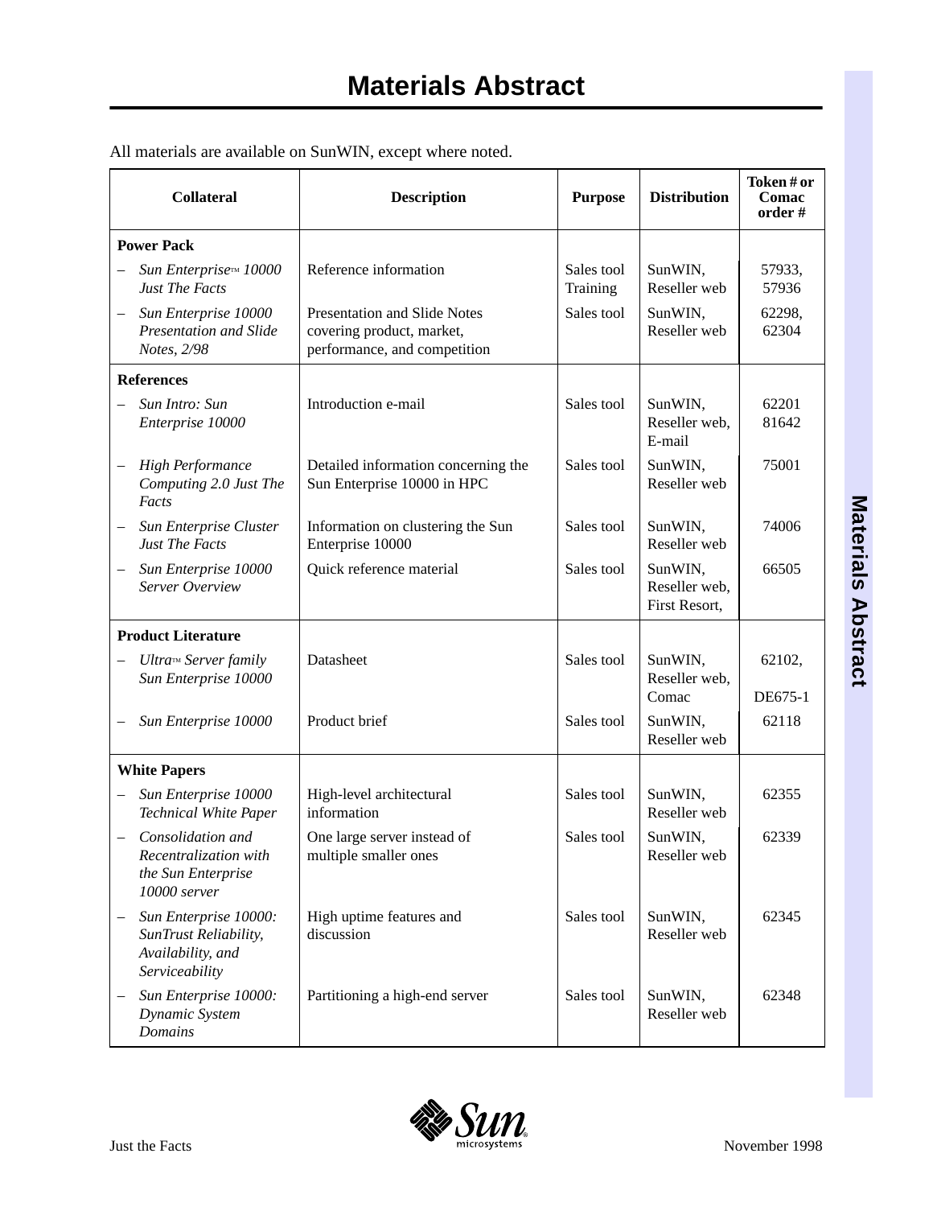# Materials Abstract

All materials are available on SunWIN, except where noted.

| Collateral | Description | Purpose | Distribution | Token # or Comac order # |
|---|---|---|---|---|
| **Power Pack** | | | | |
| – *Sun Enterprise™ 10000 Just The Facts* | Reference information | Sales tool Training | SunWIN, Reseller web | 57933, 57936 |
| – *Sun Enterprise 10000 Presentation and Slide Notes, 2/98* | Presentation and Slide Notes covering product, market, performance, and competition | Sales tool | SunWIN, Reseller web | 62298, 62304 |
| **References** | | | | |
| – *Sun Intro: Sun Enterprise 10000* | Introduction e-mail | Sales tool | SunWIN, Reseller web, E-mail | 62201 81642 |
| – *High Performance Computing 2.0 Just The Facts* | Detailed information concerning the Sun Enterprise 10000 in HPC | Sales tool | SunWIN, Reseller web | 75001 |
| – *Sun Enterprise Cluster Just The Facts* | Information on clustering the Sun Enterprise 10000 | Sales tool | SunWIN, Reseller web | 74006 |
| – *Sun Enterprise 10000 Server Overview* | Quick reference material | Sales tool | SunWIN, Reseller web, First Resort, | 66505 |
| **Product Literature** | | | | |
| – *Ultra™ Server family Sun Enterprise 10000* | Datasheet | Sales tool | SunWIN, Reseller web, Comac | 62102, DE675-1 |
| – *Sun Enterprise 10000* | Product brief | Sales tool | SunWIN, Reseller web | 62118 |
| **White Papers** | | | | |
| – *Sun Enterprise 10000 Technical White Paper* | High-level architectural information | Sales tool | SunWIN, Reseller web | 62355 |
| – *Consolidation and Recentralization with the Sun Enterprise 10000 server* | One large server instead of multiple smaller ones | Sales tool | SunWIN, Reseller web | 62339 |
| – *Sun Enterprise 10000: SunTrust Reliability, Availability, and Serviceability* | High uptime features and discussion | Sales tool | SunWIN, Reseller web | 62345 |
| – *Sun Enterprise 10000: Dynamic System Domains* | Partitioning a high-end server | Sales tool | SunWIN, Reseller web | 62348 |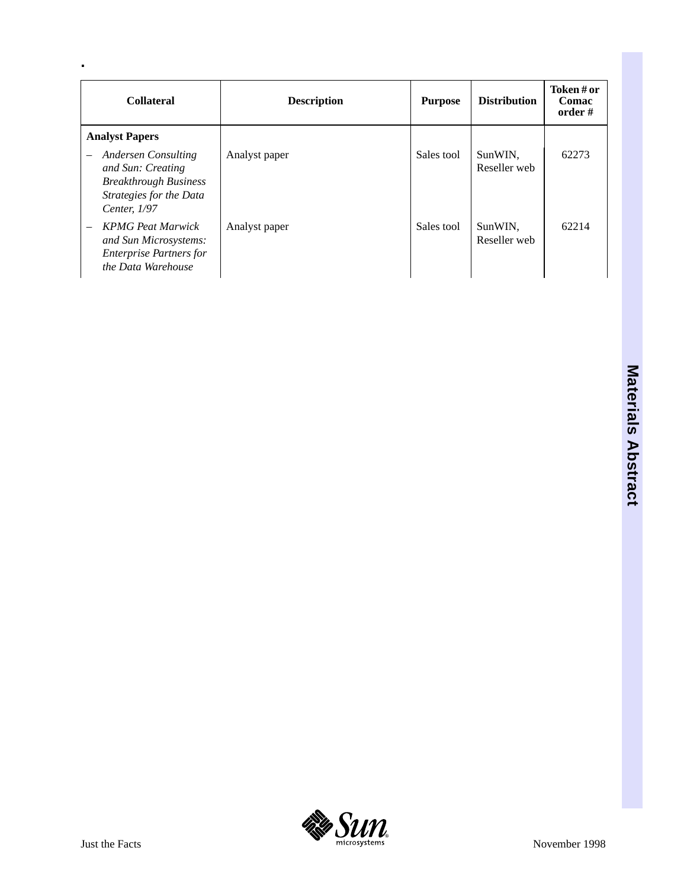| Collateral | Description | Purpose | Distribution | Token # or Comac order # |
|---|---|---|---|---|
| **Analyst Papers** | | | | |
| – *Andersen Consulting and Sun: Creating Breakthrough Business Strategies for the Data Center, 1/97* | Analyst paper | Sales tool | SunWIN, Reseller web | 62273 |
| – *KPMG Peat Marwick and Sun Microsystems: Enterprise Partners for the Data Warehouse* | Analyst paper | Sales tool | SunWIN, Reseller web | 62214 |